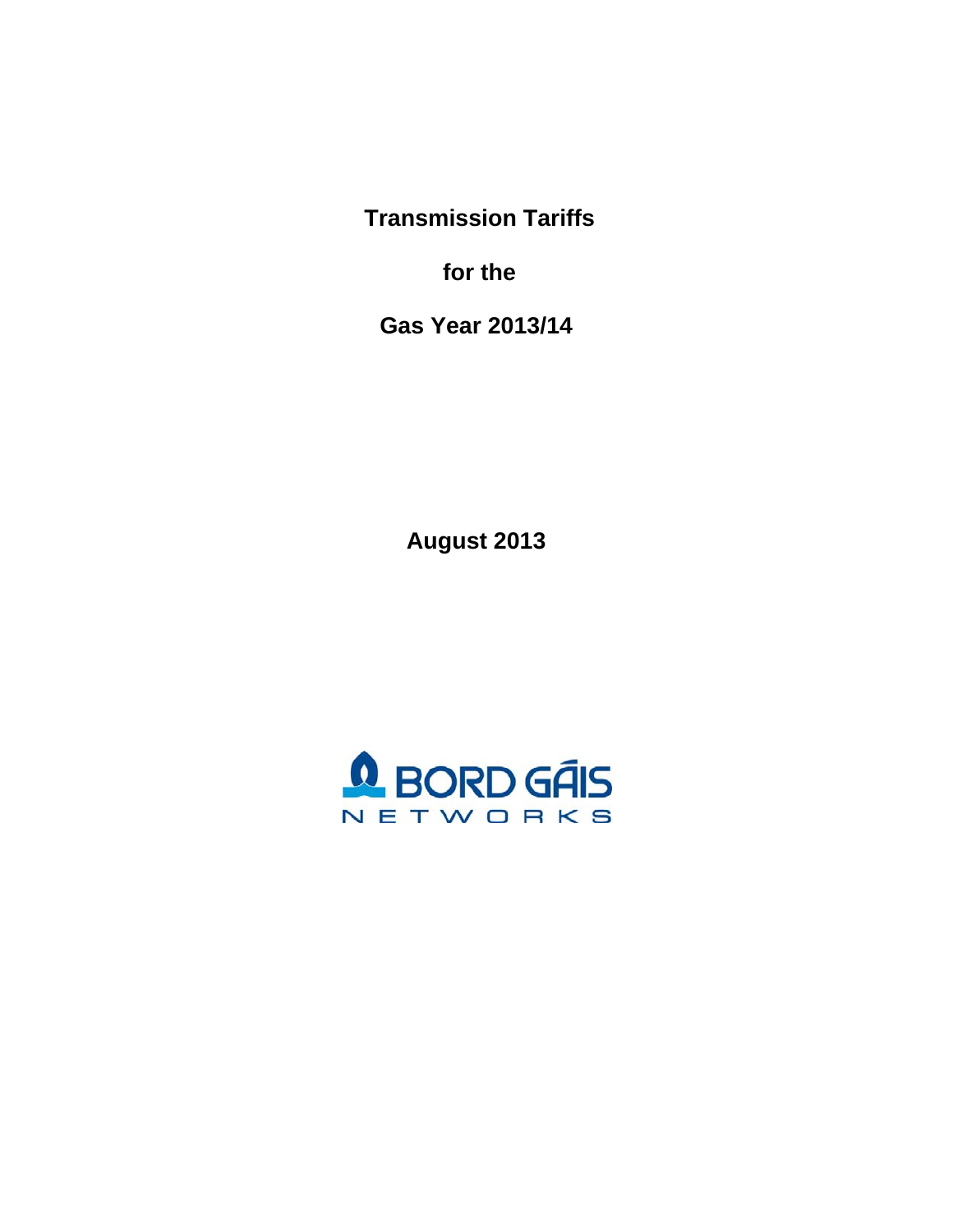# Transmission Tariffs

# for the

# Gas Year 2013/14

**August 2013**

BORD GÁIS
NETWORKS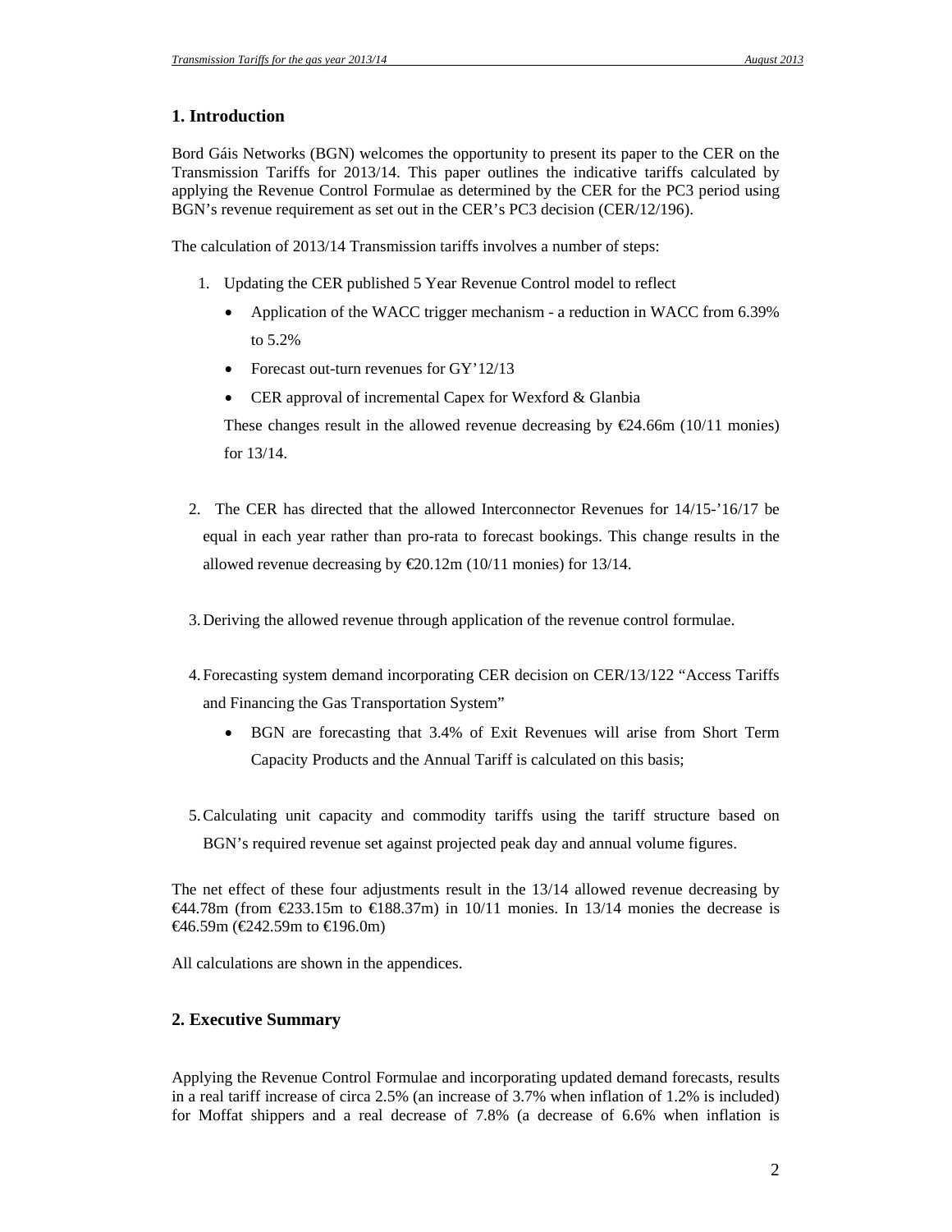## 1. Introduction

Bord Gáis Networks (BGN) welcomes the opportunity to present its paper to the CER on the Transmission Tariffs for 2013/14. This paper outlines the indicative tariffs calculated by applying the Revenue Control Formulae as determined by the CER for the PC3 period using BGN's revenue requirement as set out in the CER's PC3 decision (CER/12/196).

The calculation of 2013/14 Transmission tariffs involves a number of steps:

1. Updating the CER published 5 Year Revenue Control model to reflect
   - Application of the WACC trigger mechanism - a reduction in WACC from 6.39% to 5.2%
   - Forecast out-turn revenues for GY'12/13
   - CER approval of incremental Capex for Wexford & Glanbia

   These changes result in the allowed revenue decreasing by €24.66m (10/11 monies) for 13/14.

2. The CER has directed that the allowed Interconnector Revenues for 14/15-'16/17 be equal in each year rather than pro-rata to forecast bookings. This change results in the allowed revenue decreasing by €20.12m (10/11 monies) for 13/14.

3. Deriving the allowed revenue through application of the revenue control formulae.

4. Forecasting system demand incorporating CER decision on CER/13/122 "Access Tariffs and Financing the Gas Transportation System"
   - BGN are forecasting that 3.4% of Exit Revenues will arise from Short Term Capacity Products and the Annual Tariff is calculated on this basis;

5. Calculating unit capacity and commodity tariffs using the tariff structure based on BGN's required revenue set against projected peak day and annual volume figures.

The net effect of these four adjustments result in the 13/14 allowed revenue decreasing by €44.78m (from €233.15m to €188.37m) in 10/11 monies. In 13/14 monies the decrease is €46.59m (€242.59m to €196.0m)

All calculations are shown in the appendices.

## 2. Executive Summary

Applying the Revenue Control Formulae and incorporating updated demand forecasts, results in a real tariff increase of circa 2.5% (an increase of 3.7% when inflation of 1.2% is included) for Moffat shippers and a real decrease of 7.8% (a decrease of 6.6% when inflation is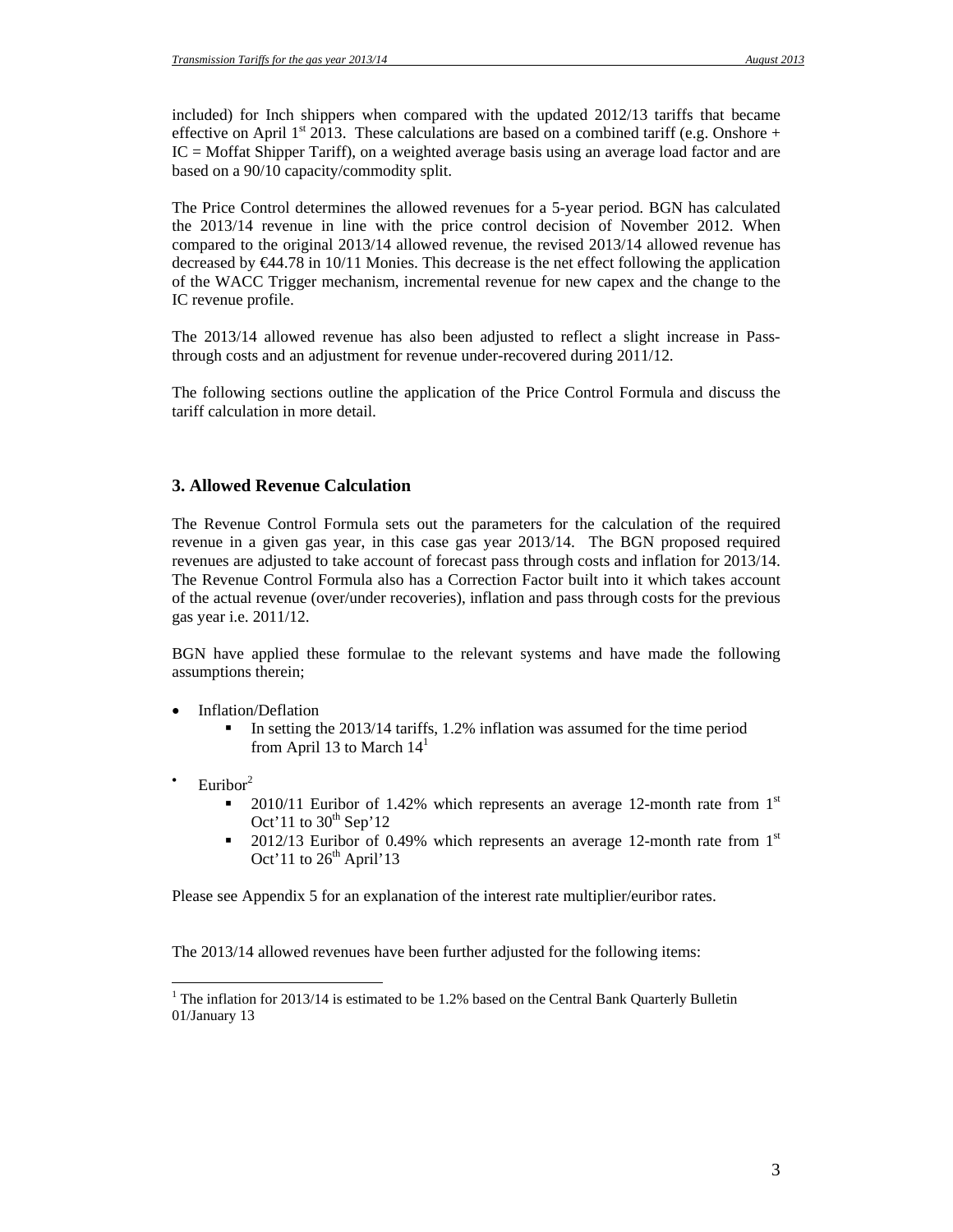included) for Inch shippers when compared with the updated 2012/13 tariffs that became effective on April 1st 2013. These calculations are based on a combined tariff (e.g. Onshore + IC = Moffat Shipper Tariff), on a weighted average basis using an average load factor and are based on a 90/10 capacity/commodity split.

The Price Control determines the allowed revenues for a 5-year period. BGN has calculated the 2013/14 revenue in line with the price control decision of November 2012. When compared to the original 2013/14 allowed revenue, the revised 2013/14 allowed revenue has decreased by €44.78 in 10/11 Monies. This decrease is the net effect following the application of the WACC Trigger mechanism, incremental revenue for new capex and the change to the IC revenue profile.

The 2013/14 allowed revenue has also been adjusted to reflect a slight increase in Pass-through costs and an adjustment for revenue under-recovered during 2011/12.

The following sections outline the application of the Price Control Formula and discuss the tariff calculation in more detail.

## 3. Allowed Revenue Calculation

The Revenue Control Formula sets out the parameters for the calculation of the required revenue in a given gas year, in this case gas year 2013/14. The BGN proposed required revenues are adjusted to take account of forecast pass through costs and inflation for 2013/14. The Revenue Control Formula also has a Correction Factor built into it which takes account of the actual revenue (over/under recoveries), inflation and pass through costs for the previous gas year i.e. 2011/12.

BGN have applied these formulae to the relevant systems and have made the following assumptions therein;

- Inflation/Deflation
  - In setting the 2013/14 tariffs, 1.2% inflation was assumed for the time period from April 13 to March 14[1]
- Euribor[2]
  - 2010/11 Euribor of 1.42% which represents an average 12-month rate from 1st Oct'11 to 30th Sep'12
  - 2012/13 Euribor of 0.49% which represents an average 12-month rate from 1st Oct'11 to 26th April'13

Please see Appendix 5 for an explanation of the interest rate multiplier/euribor rates.

The 2013/14 allowed revenues have been further adjusted for the following items:

[1] The inflation for 2013/14 is estimated to be 1.2% based on the Central Bank Quarterly Bulletin 01/January 13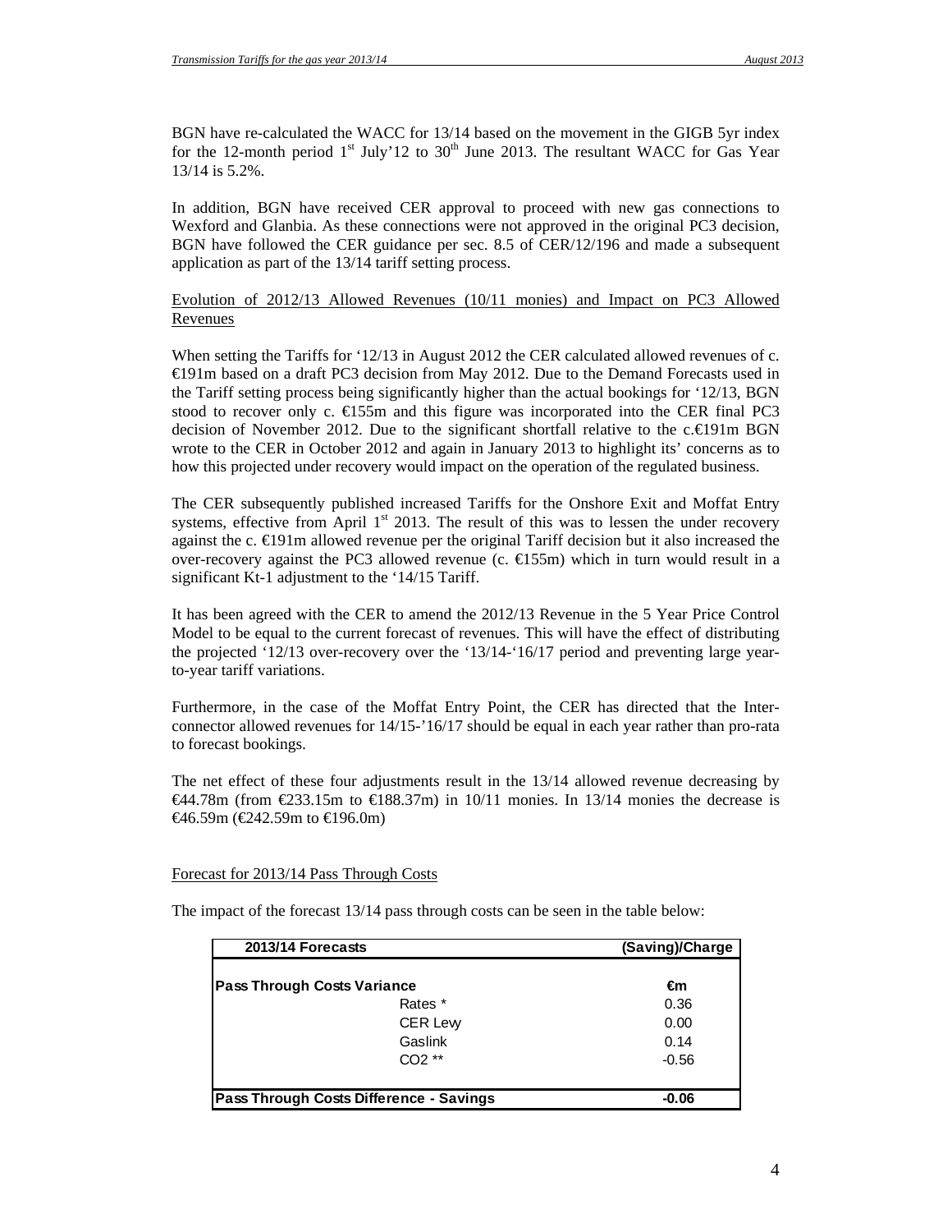BGN have re-calculated the WACC for 13/14 based on the movement in the GIGB 5yr index for the 12-month period 1st July'12 to 30th June 2013. The resultant WACC for Gas Year 13/14 is 5.2%.

In addition, BGN have received CER approval to proceed with new gas connections to Wexford and Glanbia. As these connections were not approved in the original PC3 decision, BGN have followed the CER guidance per sec. 8.5 of CER/12/196 and made a subsequent application as part of the 13/14 tariff setting process.

Evolution of 2012/13 Allowed Revenues (10/11 monies) and Impact on PC3 Allowed Revenues

When setting the Tariffs for '12/13 in August 2012 the CER calculated allowed revenues of c. €191m based on a draft PC3 decision from May 2012. Due to the Demand Forecasts used in the Tariff setting process being significantly higher than the actual bookings for '12/13, BGN stood to recover only c. €155m and this figure was incorporated into the CER final PC3 decision of November 2012. Due to the significant shortfall relative to the c.€191m BGN wrote to the CER in October 2012 and again in January 2013 to highlight its' concerns as to how this projected under recovery would impact on the operation of the regulated business.

The CER subsequently published increased Tariffs for the Onshore Exit and Moffat Entry systems, effective from April 1st 2013. The result of this was to lessen the under recovery against the c. €191m allowed revenue per the original Tariff decision but it also increased the over-recovery against the PC3 allowed revenue (c. €155m) which in turn would result in a significant Kt-1 adjustment to the '14/15 Tariff.

It has been agreed with the CER to amend the 2012/13 Revenue in the 5 Year Price Control Model to be equal to the current forecast of revenues. This will have the effect of distributing the projected '12/13 over-recovery over the '13/14-'16/17 period and preventing large year-to-year tariff variations.

Furthermore, in the case of the Moffat Entry Point, the CER has directed that the Inter-connector allowed revenues for 14/15-'16/17 should be equal in each year rather than pro-rata to forecast bookings.

The net effect of these four adjustments result in the 13/14 allowed revenue decreasing by €44.78m (from €233.15m to €188.37m) in 10/11 monies. In 13/14 monies the decrease is €46.59m (€242.59m to €196.0m)

Forecast for 2013/14 Pass Through Costs

The impact of the forecast 13/14 pass through costs can be seen in the table below:

| 2013/14 Forecasts | (Saving)/Charge |
|---|---|
| **Pass Through Costs Variance** | **€m** |
| Rates * | 0.36 |
| CER Levy | 0.00 |
| Gaslink | 0.14 |
| CO2 ** | -0.56 |
| **Pass Through Costs Difference - Savings** | **-0.06** |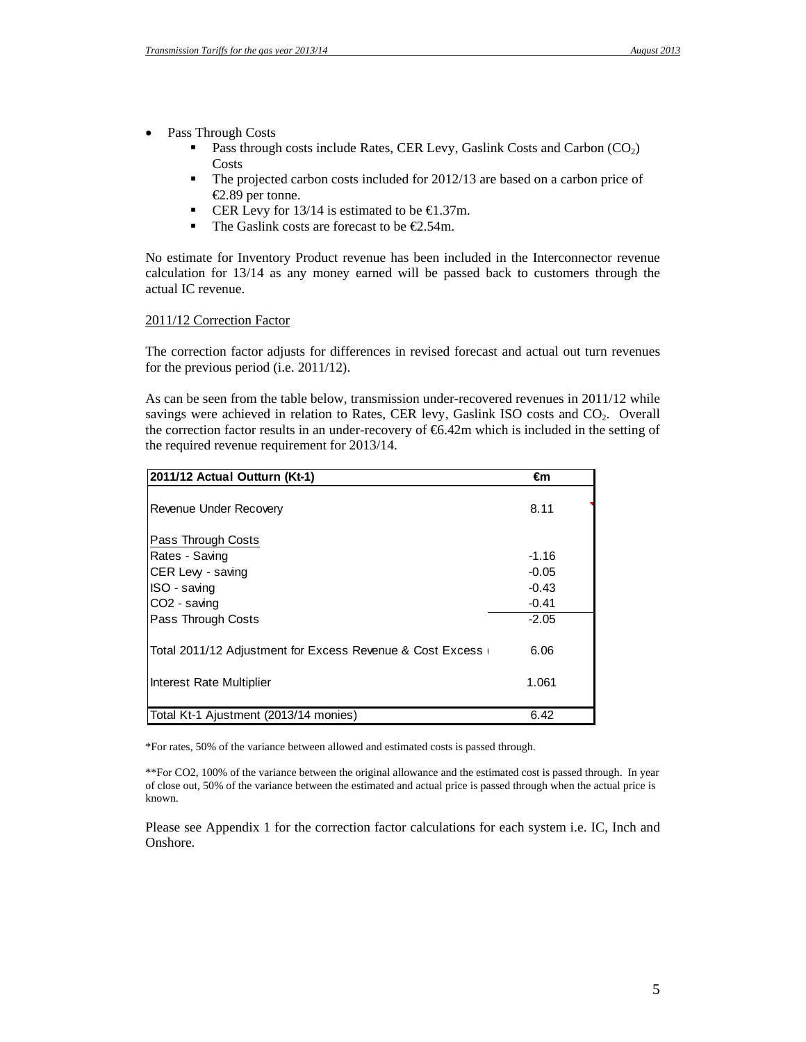- Pass Through Costs
  - Pass through costs include Rates, CER Levy, Gaslink Costs and Carbon ($CO_2$) Costs
  - The projected carbon costs included for 2012/13 are based on a carbon price of €2.89 per tonne.
  - CER Levy for 13/14 is estimated to be €1.37m.
  - The Gaslink costs are forecast to be €2.54m.

No estimate for Inventory Product revenue has been included in the Interconnector revenue calculation for 13/14 as any money earned will be passed back to customers through the actual IC revenue.

2011/12 Correction Factor

The correction factor adjusts for differences in revised forecast and actual out turn revenues for the previous period (i.e. 2011/12).

As can be seen from the table below, transmission under-recovered revenues in 2011/12 while savings were achieved in relation to Rates, CER levy, Gaslink ISO costs and $CO_2$. Overall the correction factor results in an under-recovery of €6.42m which is included in the setting of the required revenue requirement for 2013/14.

| 2011/12 Actual Outturn (Kt-1) | €m |
|---|---|
| Revenue Under Recovery | 8.11 |
| Pass Through Costs | |
| Rates - Saving | -1.16 |
| CER Levy - saving | -0.05 |
| ISO - saving | -0.43 |
| CO2 - saving | -0.41 |
| Pass Through Costs | -2.05 |
| Total 2011/12 Adjustment for Excess Revenue & Cost Excess | 6.06 |
| Interest Rate Multiplier | 1.061 |
| Total Kt-1 Ajustment (2013/14 monies) | 6.42 |

*For rates, 50% of the variance between allowed and estimated costs is passed through.

**For CO2, 100% of the variance between the original allowance and the estimated cost is passed through. In year of close out, 50% of the variance between the estimated and actual price is passed through when the actual price is known.

Please see Appendix 1 for the correction factor calculations for each system i.e. IC, Inch and Onshore.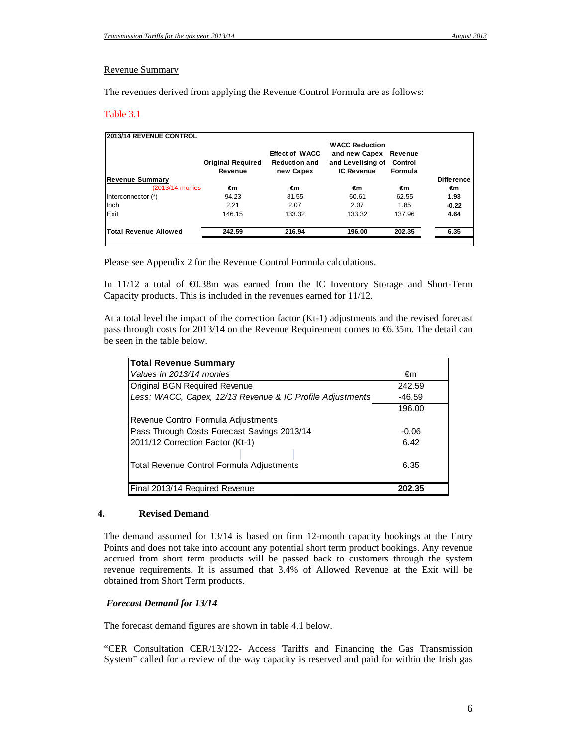## Revenue Summary

The revenues derived from applying the Revenue Control Formula are as follows:

Table 3.1

| 2013/14 REVENUE CONTROL | Original Required Revenue | Effect of WACC Reduction and new Capex | WACC Reduction and new Capex and Levelising of IC Revenue | Revenue Control Formula | |
|---|---|---|---|---|---|
| **Revenue Summary** | | | | | **Difference** |
| (2013/14 monies | **€m** | **€m** | **€m** | **€m** | **€m** |
| Interconnector (*) | 94.23 | 81.55 | 60.61 | 62.55 | **1.93** |
| Inch | 2.21 | 2.07 | 2.07 | 1.85 | **-0.22** |
| Exit | 146.15 | 133.32 | 133.32 | 137.96 | **4.64** |
| **Total Revenue Allowed** | **242.59** | **216.94** | **196.00** | **202.35** | **6.35** |

Please see Appendix 2 for the Revenue Control Formula calculations.

In 11/12 a total of €0.38m was earned from the IC Inventory Storage and Short-Term Capacity products. This is included in the revenues earned for 11/12.

At a total level the impact of the correction factor (Kt-1) adjustments and the revised forecast pass through costs for 2013/14 on the Revenue Requirement comes to €6.35m. The detail can be seen in the table below.

| **Total Revenue Summary** | |
|---|---|
| *Values in 2013/14 monies* | €m |
| Original BGN Required Revenue | 242.59 |
| *Less: WACC, Capex, 12/13 Revenue & IC Profile Adjustments* | -46.59 |
| | 196.00 |
| Revenue Control Formula Adjustments | |
| Pass Through Costs Forecast Savings 2013/14 | -0.06 |
| 2011/12 Correction Factor (Kt-1) | 6.42 |
| Total Revenue Control Formula Adjustments | 6.35 |
| Final 2013/14 Required Revenue | **202.35** |

## 4. Revised Demand

The demand assumed for 13/14 is based on firm 12-month capacity bookings at the Entry Points and does not take into account any potential short term product bookings. Any revenue accrued from short term products will be passed back to customers through the system revenue requirements. It is assumed that 3.4% of Allowed Revenue at the Exit will be obtained from Short Term products.

### *Forecast Demand for 13/14*

The forecast demand figures are shown in table 4.1 below.

"CER Consultation CER/13/122- Access Tariffs and Financing the Gas Transmission System" called for a review of the way capacity is reserved and paid for within the Irish gas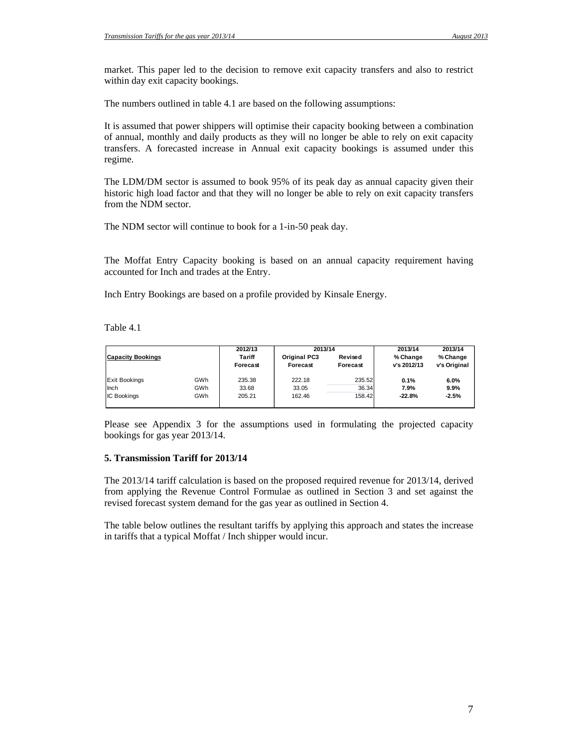market. This paper led to the decision to remove exit capacity transfers and also to restrict within day exit capacity bookings.

The numbers outlined in table 4.1 are based on the following assumptions:

It is assumed that power shippers will optimise their capacity booking between a combination of annual, monthly and daily products as they will no longer be able to rely on exit capacity transfers. A forecasted increase in Annual exit capacity bookings is assumed under this regime.

The LDM/DM sector is assumed to book 95% of its peak day as annual capacity given their historic high load factor and that they will no longer be able to rely on exit capacity transfers from the NDM sector.

The NDM sector will continue to book for a 1-in-50 peak day.

The Moffat Entry Capacity booking is based on an annual capacity requirement having accounted for Inch and trades at the Entry.

Inch Entry Bookings are based on a profile provided by Kinsale Energy.

Table 4.1

| Capacity Bookings | | 2012/13 Tariff Forecast | 2013/14 Original PC3 Forecast | 2013/14 Revised Forecast | 2013/14 % Change v's 2012/13 | 2013/14 % Change v's Original |
|---|---|---|---|---|---|---|
| Exit Bookings | GWh | 235.38 | 222.18 | 235.52 | **0.1%** | **6.0%** |
| Inch | GWh | 33.68 | 33.05 | 36.34 | **7.9%** | **9.9%** |
| IC Bookings | GWh | 205.21 | 162.46 | 158.42 | **-22.8%** | **-2.5%** |

Please see Appendix 3 for the assumptions used in formulating the projected capacity bookings for gas year 2013/14.

## 5. Transmission Tariff for 2013/14

The 2013/14 tariff calculation is based on the proposed required revenue for 2013/14, derived from applying the Revenue Control Formulae as outlined in Section 3 and set against the revised forecast system demand for the gas year as outlined in Section 4.

The table below outlines the resultant tariffs by applying this approach and states the increase in tariffs that a typical Moffat / Inch shipper would incur.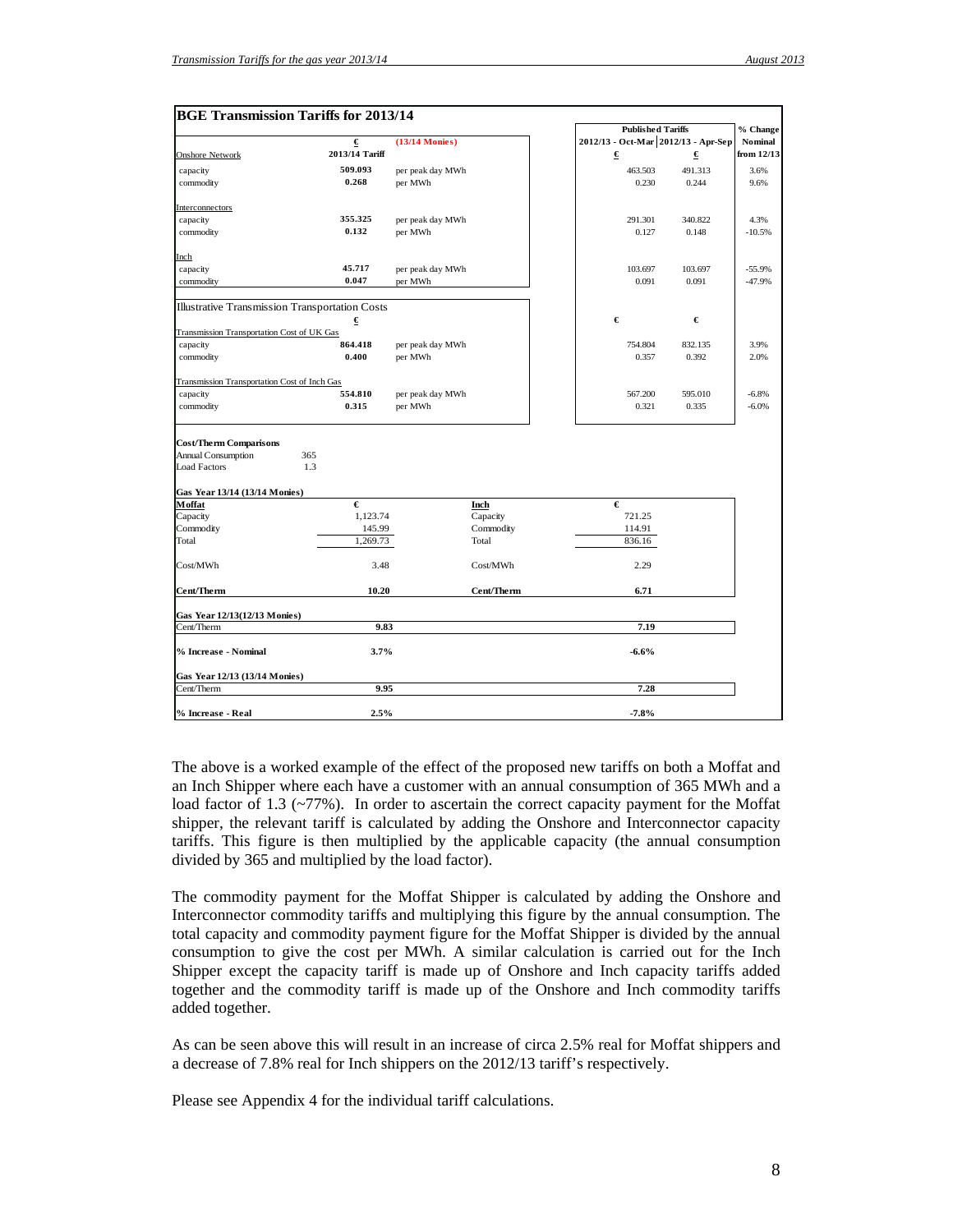## BGE Transmission Tariffs for 2013/14

| | € | (13/14 Monies) | Published Tariffs 2012/13 - Oct-Mar € | Published Tariffs 2012/13 - Apr-Sep € | % Change Nominal from 12/13 |
|---|---|---|---|---|---|
| Onshore Network | 2013/14 Tariff | | | | |
| capacity | 509.093 | per peak day MWh | 463.503 | 491.313 | 3.6% |
| commodity | 0.268 | per MWh | 0.230 | 0.244 | 9.6% |
| Interconnectors | | | | | |
| capacity | 355.325 | per peak day MWh | 291.301 | 340.822 | 4.3% |
| commodity | 0.132 | per MWh | 0.127 | 0.148 | -10.5% |
| Inch | | | | | |
| capacity | 45.717 | per peak day MWh | 103.697 | 103.697 | -55.9% |
| commodity | 0.047 | per MWh | 0.091 | 0.091 | -47.9% |
| Illustrative Transmission Transportation Costs | € | | € | € | |
| Transmission Transportation Cost of UK Gas | | | | | |
| capacity | 864.418 | per peak day MWh | 754.804 | 832.135 | 3.9% |
| commodity | 0.400 | per MWh | 0.357 | 0.392 | 2.0% |
| Transmission Transportation Cost of Inch Gas | | | | | |
| capacity | 554.810 | per peak day MWh | 567.200 | 595.010 | -6.8% |
| commodity | 0.315 | per MWh | 0.321 | 0.335 | -6.0% |

**Cost/Therm Comparisons**

| | |
|---|---|
| Annual Consumption | 365 |
| Load Factors | 1.3 |

**Gas Year 13/14 (13/14 Monies)**

| Moffat | € | Inch | € |
|---|---|---|---|
| Capacity | 1,123.74 | Capacity | 721.25 |
| Commodity | 145.99 | Commodity | 114.91 |
| Total | 1,269.73 | Total | 836.16 |
| Cost/MWh | 3.48 | Cost/MWh | 2.29 |
| **Cent/Therm** | **10.20** | **Cent/Therm** | **6.71** |
| **Gas Year 12/13 (12/13 Monies)** | | | |
| Cent/Therm | **9.83** | | **7.19** |
| **% Increase - Nominal** | **3.7%** | | **-6.6%** |
| **Gas Year 12/13 (13/14 Monies)** | | | |
| Cent/Therm | **9.95** | | **7.28** |
| **% Increase - Real** | **2.5%** | | **-7.8%** |

The above is a worked example of the effect of the proposed new tariffs on both a Moffat and an Inch Shipper where each have a customer with an annual consumption of 365 MWh and a load factor of 1.3 (~77%). In order to ascertain the correct capacity payment for the Moffat shipper, the relevant tariff is calculated by adding the Onshore and Interconnector capacity tariffs. This figure is then multiplied by the applicable capacity (the annual consumption divided by 365 and multiplied by the load factor).

The commodity payment for the Moffat Shipper is calculated by adding the Onshore and Interconnector commodity tariffs and multiplying this figure by the annual consumption. The total capacity and commodity payment figure for the Moffat Shipper is divided by the annual consumption to give the cost per MWh. A similar calculation is carried out for the Inch Shipper except the capacity tariff is made up of Onshore and Inch capacity tariffs added together and the commodity tariff is made up of the Onshore and Inch commodity tariffs added together.

As can be seen above this will result in an increase of circa 2.5% real for Moffat shippers and a decrease of 7.8% real for Inch shippers on the 2012/13 tariff's respectively.

Please see Appendix 4 for the individual tariff calculations.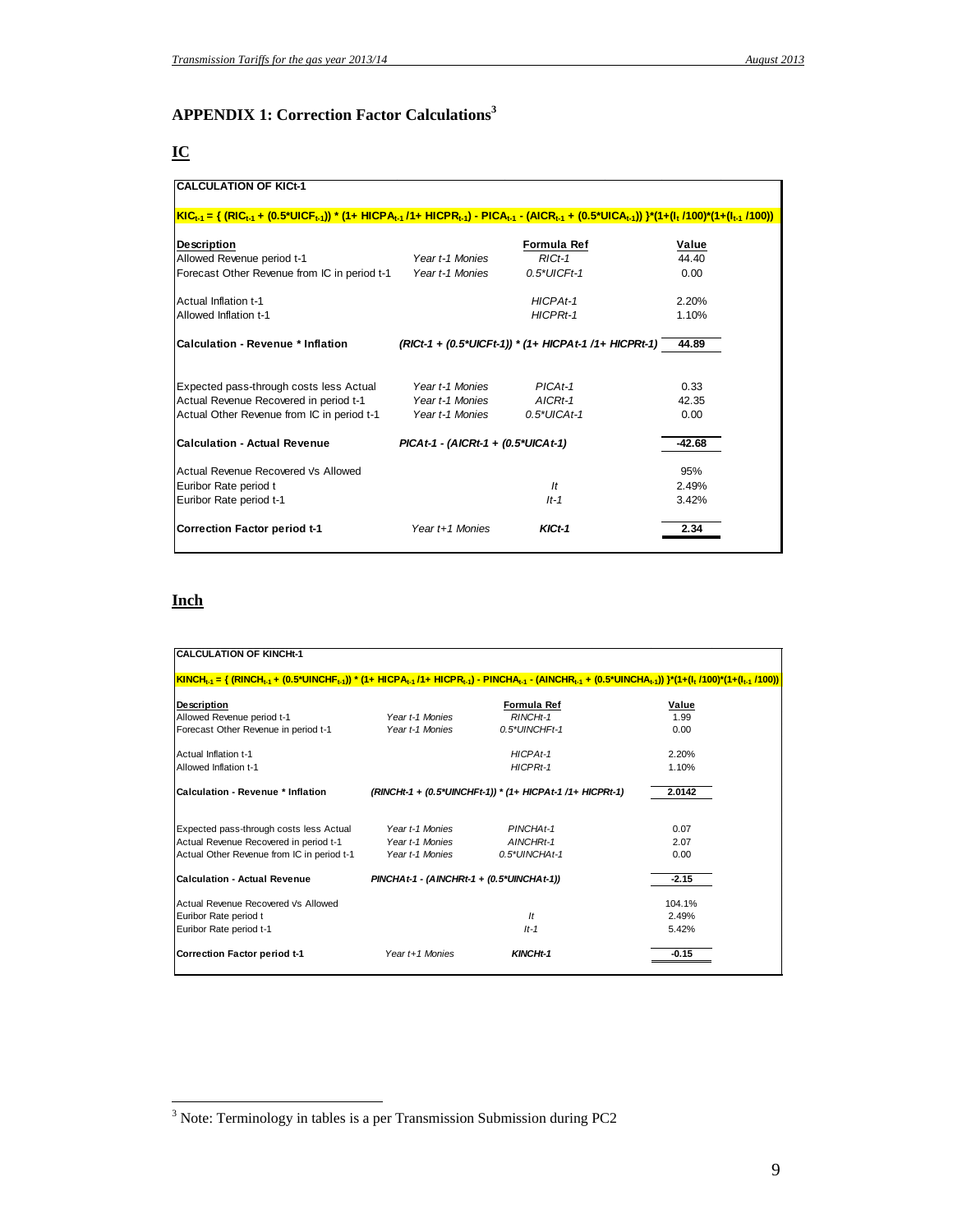## APPENDIX 1: Correction Factor Calculations[3]

### IC

**CALCULATION OF KICt-1**

$$KIC_{t-1} = \{ (RIC_{t-1} + (0.5*UICF_{t-1})) * (1+ HICPA_{t-1} /1+ HICPR_{t-1}) - PICA_{t-1} - (AICR_{t-1} + (0.5*UICA_{t-1})) \}*(1+(I_t /100)*(1+(I_{t-1} /100))$$

| Description | | Formula Ref | Value |
|---|---|---|---|
| Allowed Revenue period t-1 | *Year t-1 Monies* | *RICt-1* | 44.40 |
| Forecast Other Revenue from IC in period t-1 | *Year t-1 Monies* | *0.5\*UICFt-1* | 0.00 |
| Actual Inflation t-1 | | *HICPAt-1* | 2.20% |
| Allowed Inflation t-1 | | *HICPRt-1* | 1.10% |
| **Calculation - Revenue \* Inflation** | ***(RICt-1 + (0.5\*UICFt-1)) \* (1+ HICPAt-1 /1+ HICPRt-1)*** | | **44.89** |
| Expected pass-through costs less Actual | *Year t-1 Monies* | *PICAt-1* | 0.33 |
| Actual Revenue Recovered in period t-1 | *Year t-1 Monies* | *AICRt-1* | 42.35 |
| Actual Other Revenue from IC in period t-1 | *Year t-1 Monies* | *0.5\*UICAt-1* | 0.00 |
| **Calculation - Actual Revenue** | ***PICAt-1 - (AICRt-1 + (0.5\*UICAt-1)*** | | **-42.68** |
| Actual Revenue Recovered Vs Allowed | | | 95% |
| Euribor Rate period t | | *It* | 2.49% |
| Euribor Rate period t-1 | | *It-1* | 3.42% |
| **Correction Factor period t-1** | *Year t+1 Monies* | ***KICt-1*** | **2.34** |

### Inch

**CALCULATION OF KINCHt-1**

$$KINCH_{t-1} = \{ (RINCH_{t-1} + (0.5*UINCHF_{t-1})) * (1+ HICPA_{t-1} /1+ HICPR_{t-1}) - PINCHA_{t-1} - (AINCHR_{t-1} + (0.5*UINCHA_{t-1})) \}*(1+(I_t /100)*(1+(I_{t-1} /100))$$

| Description | | Formula Ref | Value |
|---|---|---|---|
| Allowed Revenue period t-1 | *Year t-1 Monies* | *RINCHt-1* | 1.99 |
| Forecast Other Revenue in period t-1 | *Year t-1 Monies* | *0.5\*UINCHFt-1* | 0.00 |
| Actual Inflation t-1 | | *HICPAt-1* | 2.20% |
| Allowed Inflation t-1 | | *HICPRt-1* | 1.10% |
| **Calculation - Revenue \* Inflation** | ***(RINCHt-1 + (0.5\*UINCHFt-1)) \* (1+ HICPAt-1 /1+ HICPRt-1)*** | | **2.0142** |
| Expected pass-through costs less Actual | *Year t-1 Monies* | *PINCHAt-1* | 0.07 |
| Actual Revenue Recovered in period t-1 | *Year t-1 Monies* | *AINCHRt-1* | 2.07 |
| Actual Other Revenue from IC in period t-1 | *Year t-1 Monies* | *0.5\*UINCHAt-1* | 0.00 |
| **Calculation - Actual Revenue** | ***PINCHAt-1 - (AINCHRt-1 + (0.5\*UINCHAt-1))*** | | **-2.15** |
| Actual Revenue Recovered Vs Allowed | | | 104.1% |
| Euribor Rate period t | | *It* | 2.49% |
| Euribor Rate period t-1 | | *It-1* | 5.42% |
| **Correction Factor period t-1** | *Year t+1 Monies* | ***KINCHt-1*** | **-0.15** |

[3] Note: Terminology in tables is a per Transmission Submission during PC2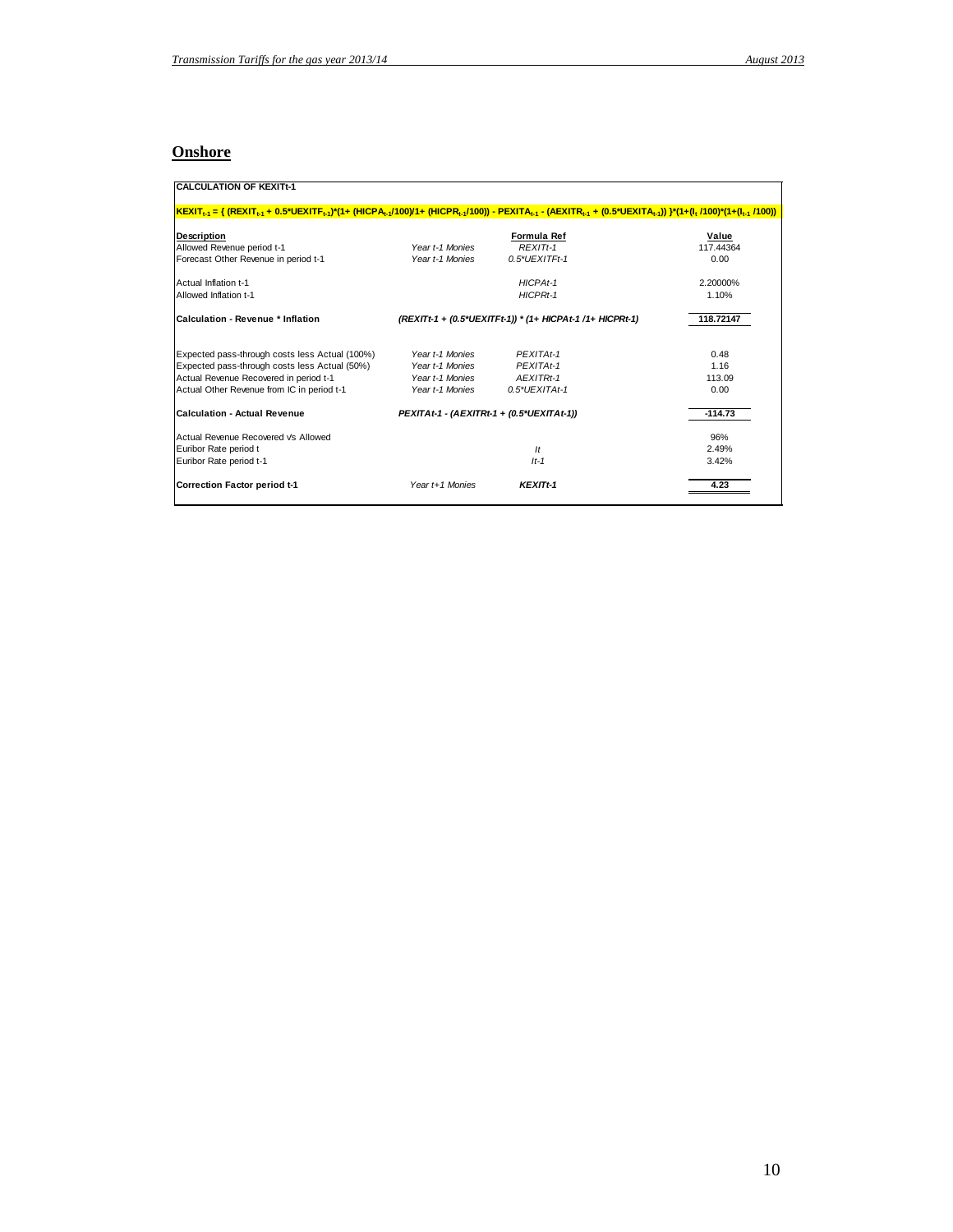## Onshore

**CALCULATION OF KEXITt-1**

$KEXIT_{t-1} = \{ (REXIT_{t-1} + 0.5*UEXITF_{t-1})*(1+ (HICPA_{t-1}/100)/1+ (HICPR_{t-1}/100)) - PEXITA_{t-1} - (AEXITR_{t-1} + (0.5*UEXITA_{t-1})) \}*(1+(I_t /100)*(1+(I_{t-1} /100))$

| Description | | Formula Ref | Value |
|---|---|---|---|
| Allowed Revenue period t-1 | *Year t-1 Monies* | *REXITt-1* | 117.44364 |
| Forecast Other Revenue in period t-1 | *Year t-1 Monies* | *0.5\*UEXITFt-1* | 0.00 |
| Actual Inflation t-1 | | *HICPAt-1* | 2.20000% |
| Allowed Inflation t-1 | | *HICPRt-1* | 1.10% |
| **Calculation - Revenue \* Inflation** | | ***(REXITt-1 + (0.5\*UEXITFt-1)) \* (1+ HICPAt-1 /1+ HICPRt-1)*** | **118.72147** |
| Expected pass-through costs less Actual (100%) | *Year t-1 Monies* | *PEXITAt-1* | 0.48 |
| Expected pass-through costs less Actual (50%) | *Year t-1 Monies* | *PEXITAt-1* | 1.16 |
| Actual Revenue Recovered in period t-1 | *Year t-1 Monies* | *AEXITRt-1* | 113.09 |
| Actual Other Revenue from IC in period t-1 | *Year t-1 Monies* | *0.5\*UEXITAt-1* | 0.00 |
| **Calculation - Actual Revenue** | | ***PEXITAt-1 - (AEXITRt-1 + (0.5\*UEXITAt-1))*** | **-114.73** |
| Actual Revenue Recovered Vs Allowed | | | 96% |
| Euribor Rate period t | | *It* | 2.49% |
| Euribor Rate period t-1 | | *It-1* | 3.42% |
| **Correction Factor period t-1** | *Year t+1 Monies* | ***KEXITt-1*** | **4.23** |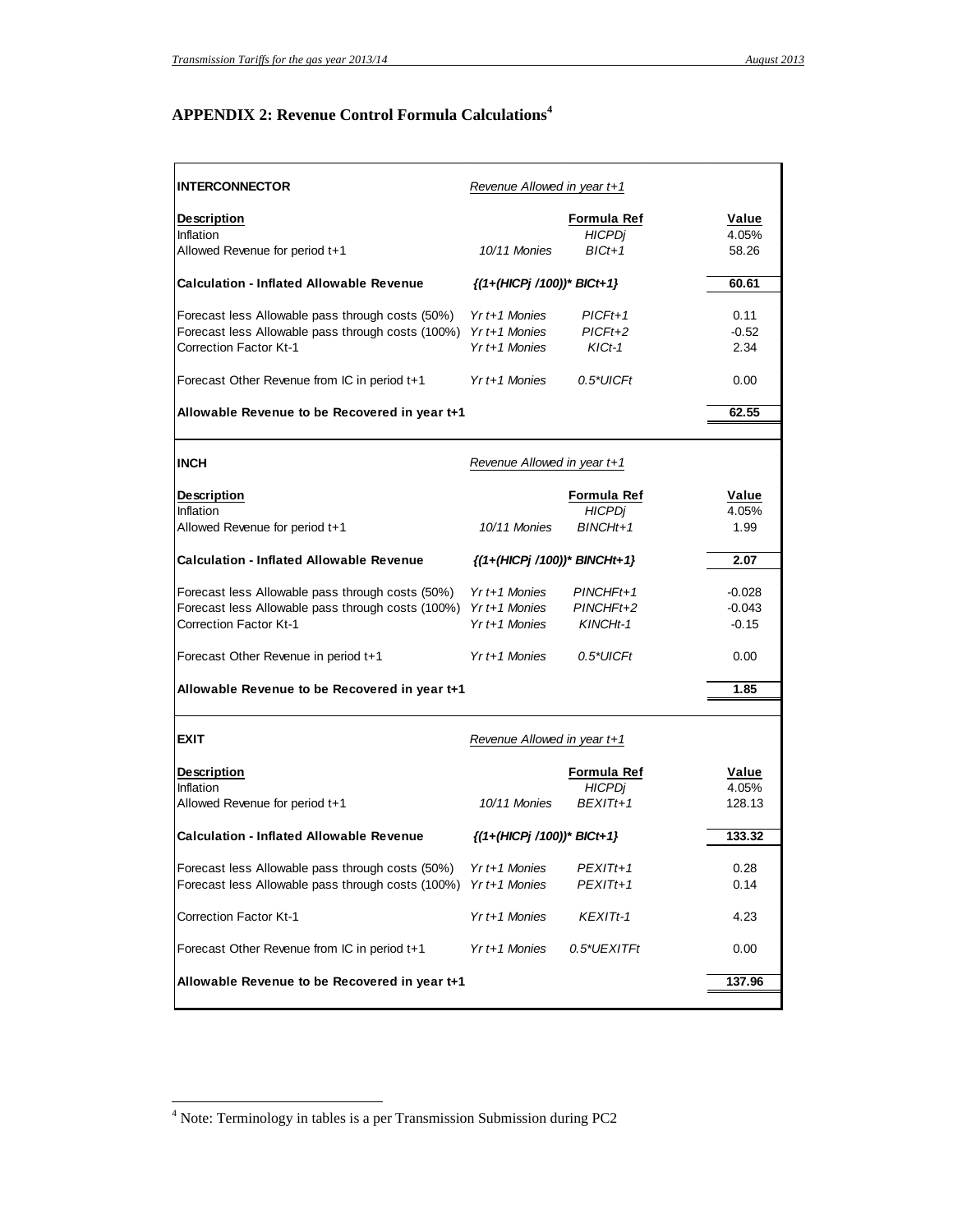## APPENDIX 2: Revenue Control Formula Calculations[4]

| **INTERCONNECTOR** | *Revenue Allowed in year t+1* | | |
|---|---|---|---|
| **Description** | | **Formula Ref** | **Value** |
| Inflation | | *HICPDj* | 4.05% |
| Allowed Revenue for period t+1 | *10/11 Monies* | *BICt+1* | 58.26 |
| **Calculation - Inflated Allowable Revenue** | *{(1+(HICPj /100))\* BICt+1}* | | **60.61** |
| Forecast less Allowable pass through costs (50%) | *Yr t+1 Monies* | *PICFt+1* | 0.11 |
| Forecast less Allowable pass through costs (100%) | *Yr t+1 Monies* | *PICFt+2* | -0.52 |
| Correction Factor Kt-1 | *Yr t+1 Monies* | *KICt-1* | 2.34 |
| Forecast Other Revenue from IC in period t+1 | *Yr t+1 Monies* | *0.5\*UICFt* | 0.00 |
| **Allowable Revenue to be Recovered in year t+1** | | | **62.55** |

| **INCH** | *Revenue Allowed in year t+1* | | |
|---|---|---|---|
| **Description** | | **Formula Ref** | **Value** |
| Inflation | | *HICPDj* | 4.05% |
| Allowed Revenue for period t+1 | *10/11 Monies* | *BINCHt+1* | 1.99 |
| **Calculation - Inflated Allowable Revenue** | *{(1+(HICPj /100))\* BINCHt+1}* | | **2.07** |
| Forecast less Allowable pass through costs (50%) | *Yr t+1 Monies* | *PINCHFt+1* | -0.028 |
| Forecast less Allowable pass through costs (100%) | *Yr t+1 Monies* | *PINCHFt+2* | -0.043 |
| Correction Factor Kt-1 | *Yr t+1 Monies* | *KINCHt-1* | -0.15 |
| Forecast Other Revenue in period t+1 | *Yr t+1 Monies* | *0.5\*UICFt* | 0.00 |
| **Allowable Revenue to be Recovered in year t+1** | | | **1.85** |

| **EXIT** | *Revenue Allowed in year t+1* | | |
|---|---|---|---|
| **Description** | | **Formula Ref** | **Value** |
| Inflation | | *HICPDj* | 4.05% |
| Allowed Revenue for period t+1 | *10/11 Monies* | *BEXITt+1* | 128.13 |
| **Calculation - Inflated Allowable Revenue** | *{(1+(HICPj /100))\* BICt+1}* | | **133.32** |
| Forecast less Allowable pass through costs (50%) | *Yr t+1 Monies* | *PEXITt+1* | 0.28 |
| Forecast less Allowable pass through costs (100%) | *Yr t+1 Monies* | *PEXITt+1* | 0.14 |
| Correction Factor Kt-1 | *Yr t+1 Monies* | *KEXITt-1* | 4.23 |
| Forecast Other Revenue from IC in period t+1 | *Yr t+1 Monies* | *0.5\*UEXITFt* | 0.00 |
| **Allowable Revenue to be Recovered in year t+1** | | | **137.96** |

[4] Note: Terminology in tables is a per Transmission Submission during PC2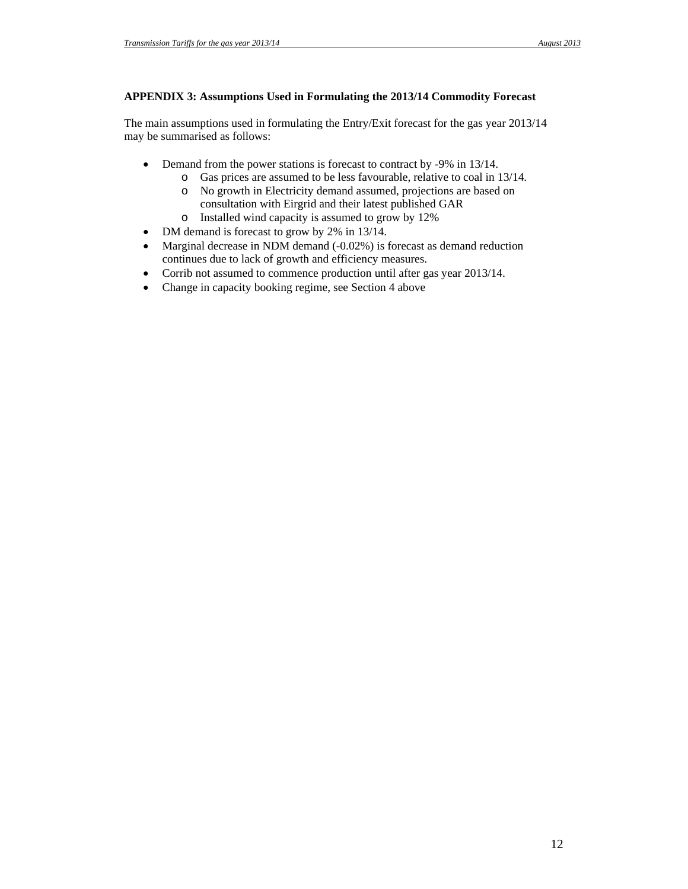**APPENDIX 3: Assumptions Used in Formulating the 2013/14 Commodity Forecast**

The main assumptions used in formulating the Entry/Exit forecast for the gas year 2013/14 may be summarised as follows:

- Demand from the power stations is forecast to contract by -9% in 13/14.
    - Gas prices are assumed to be less favourable, relative to coal in 13/14.
    - No growth in Electricity demand assumed, projections are based on consultation with Eirgrid and their latest published GAR
    - Installed wind capacity is assumed to grow by 12%
- DM demand is forecast to grow by 2% in 13/14.
- Marginal decrease in NDM demand (-0.02%) is forecast as demand reduction continues due to lack of growth and efficiency measures.
- Corrib not assumed to commence production until after gas year 2013/14.
- Change in capacity booking regime, see Section 4 above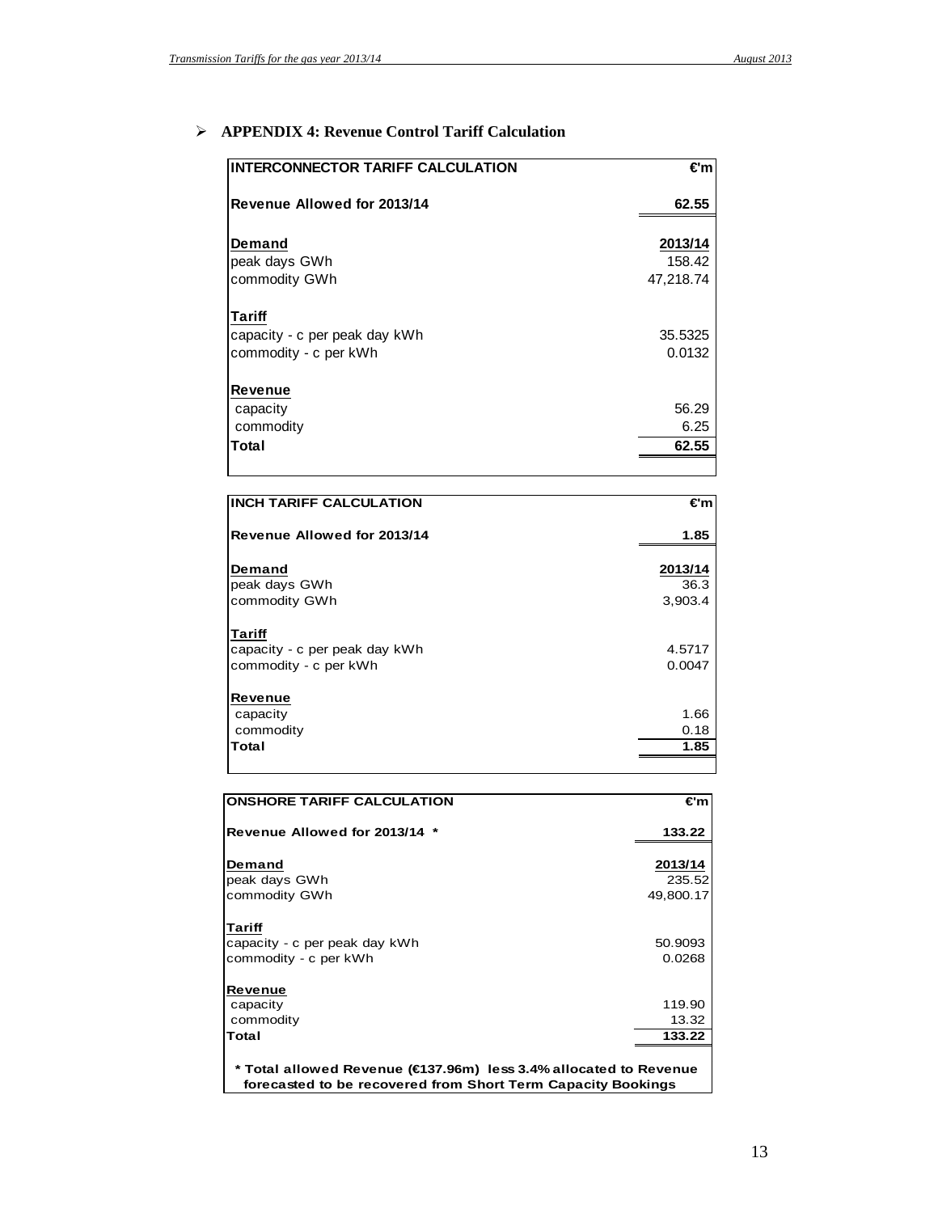## APPENDIX 4: Revenue Control Tariff Calculation

| INTERCONNECTOR TARIFF CALCULATION | €'m |
|---|---|
| **Revenue Allowed for 2013/14** | **62.55** |
| **Demand** | **2013/14** |
| peak days GWh | 158.42 |
| commodity GWh | 47,218.74 |
| **Tariff** | |
| capacity - c per peak day kWh | 35.5325 |
| commodity - c per kWh | 0.0132 |
| **Revenue** | |
| capacity | 56.29 |
| commodity | 6.25 |
| **Total** | **62.55** |

| INCH TARIFF CALCULATION | €'m |
|---|---|
| **Revenue Allowed for 2013/14** | **1.85** |
| **Demand** | **2013/14** |
| peak days GWh | 36.3 |
| commodity GWh | 3,903.4 |
| **Tariff** | |
| capacity - c per peak day kWh | 4.5717 |
| commodity - c per kWh | 0.0047 |
| **Revenue** | |
| capacity | 1.66 |
| commodity | 0.18 |
| **Total** | **1.85** |

| ONSHORE TARIFF CALCULATION | €'m |
|---|---|
| **Revenue Allowed for 2013/14 \*** | **133.22** |
| **Demand** | **2013/14** |
| peak days GWh | 235.52 |
| commodity GWh | 49,800.17 |
| **Tariff** | |
| capacity - c per peak day kWh | 50.9093 |
| commodity - c per kWh | 0.0268 |
| **Revenue** | |
| capacity | 119.90 |
| commodity | 13.32 |
| **Total** | **133.22** |

**\* Total allowed Revenue (€137.96m) less 3.4% allocated to Revenue forecasted to be recovered from Short Term Capacity Bookings**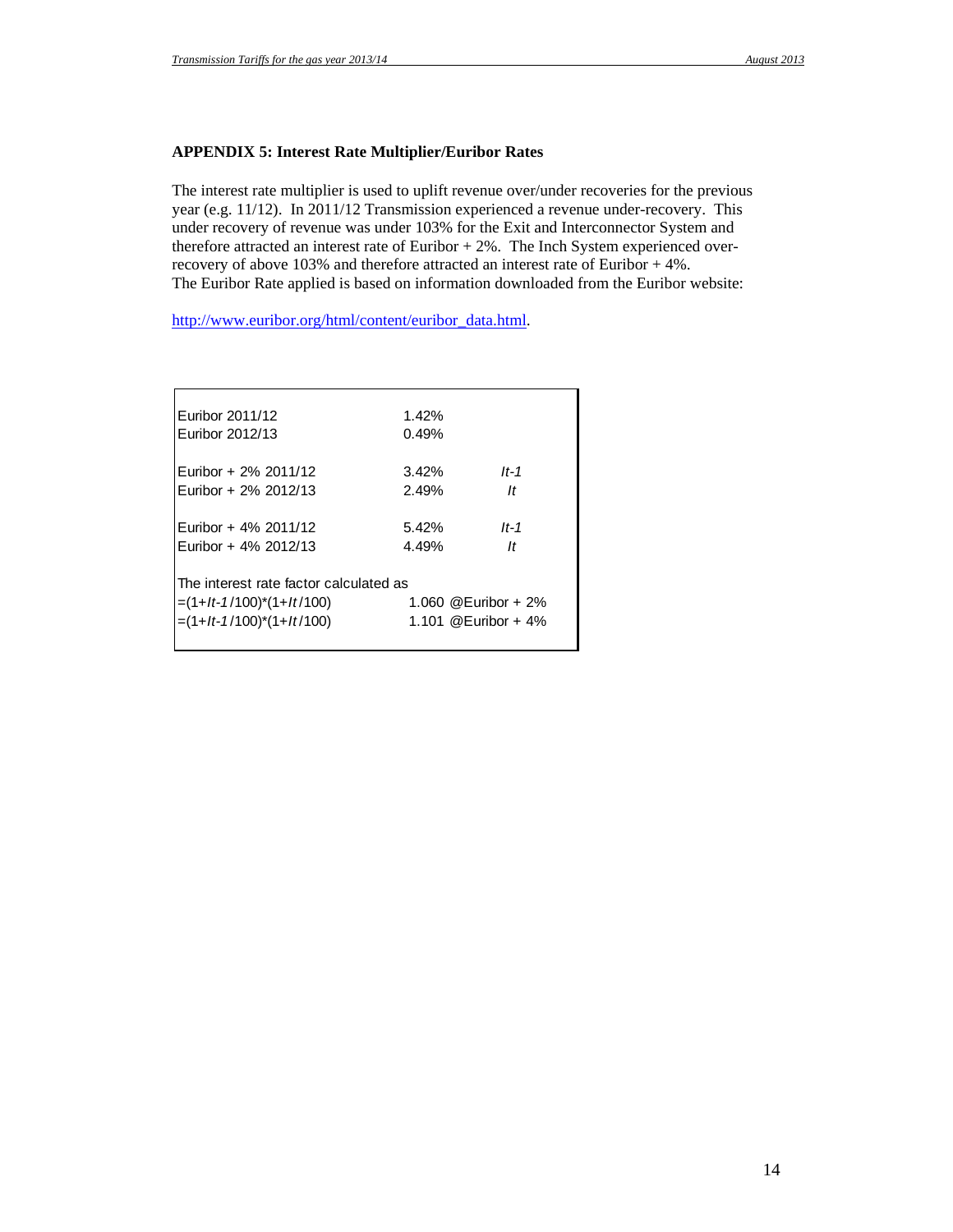**APPENDIX 5: Interest Rate Multiplier/Euribor Rates**

The interest rate multiplier is used to uplift revenue over/under recoveries for the previous year (e.g. 11/12). In 2011/12 Transmission experienced a revenue under-recovery. This under recovery of revenue was under 103% for the Exit and Interconnector System and therefore attracted an interest rate of Euribor + 2%. The Inch System experienced over-recovery of above 103% and therefore attracted an interest rate of Euribor + 4%.
The Euribor Rate applied is based on information downloaded from the Euribor website:

http://www.euribor.org/html/content/euribor_data.html.

| | | |
|---|---|---|
| Euribor 2011/12 | 1.42% | |
| Euribor 2012/13 | 0.49% | |
| Euribor + 2% 2011/12 | 3.42% | *It-1* |
| Euribor + 2% 2012/13 | 2.49% | *It* |
| Euribor + 4% 2011/12 | 5.42% | *It-1* |
| Euribor + 4% 2012/13 | 4.49% | *It* |
| The interest rate factor calculated as | | |
| =(1+*It-1*/100)*(1+*It*/100) | 1.060 @Euribor + 2% | |
| =(1+*It-1*/100)*(1+*It*/100) | 1.101 @Euribor + 4% | |